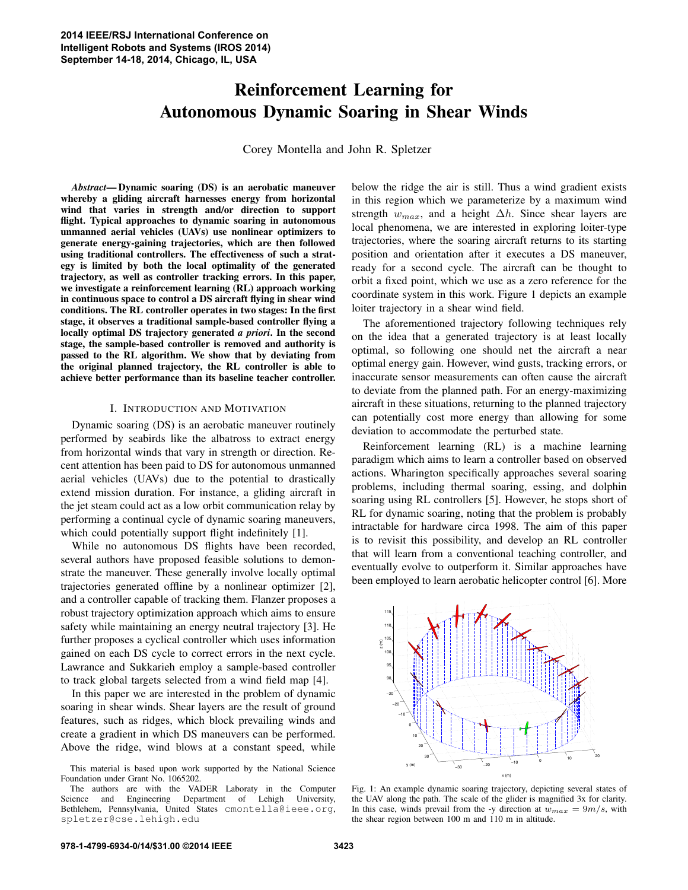# Reinforcement Learning for Autonomous Dynamic Soaring in Shear Winds

Corey Montella and John R. Spletzer

***Abstract*— Dynamic soaring (DS) is an aerobatic maneuver whereby a gliding aircraft harnesses energy from horizontal wind that varies in strength and/or direction to support flight. Typical approaches to dynamic soaring in autonomous unmanned aerial vehicles (UAVs) use nonlinear optimizers to generate energy-gaining trajectories, which are then followed using traditional controllers. The effectiveness of such a strategy is limited by both the local optimality of the generated trajectory, as well as controller tracking errors. In this paper, we investigate a reinforcement learning (RL) approach working in continuous space to control a DS aircraft flying in shear wind conditions. The RL controller operates in two stages: In the first stage, it observes a traditional sample-based controller flying a locally optimal DS trajectory generated *a priori*. In the second stage, the sample-based controller is removed and authority is passed to the RL algorithm. We show that by deviating from the original planned trajectory, the RL controller is able to achieve better performance than its baseline teacher controller.**

## I. Introduction and Motivation

Dynamic soaring (DS) is an aerobatic maneuver routinely performed by seabirds like the albatross to extract energy from horizontal winds that vary in strength or direction. Recent attention has been paid to DS for autonomous unmanned aerial vehicles (UAVs) due to the potential to drastically extend mission duration. For instance, a gliding aircraft in the jet steam could act as a low orbit communication relay by performing a continual cycle of dynamic soaring maneuvers, which could potentially support flight indefinitely [1].

While no autonomous DS flights have been recorded, several authors have proposed feasible solutions to demonstrate the maneuver. These generally involve locally optimal trajectories generated offline by a nonlinear optimizer [2], and a controller capable of tracking them. Flanzer proposes a robust trajectory optimization approach which aims to ensure safety while maintaining an energy neutral trajectory [3]. He further proposes a cyclical controller which uses information gained on each DS cycle to correct errors in the next cycle. Lawrance and Sukkarieh employ a sample-based controller to track global targets selected from a wind field map [4].

In this paper we are interested in the problem of dynamic soaring in shear winds. Shear layers are the result of ground features, such as ridges, which block prevailing winds and create a gradient in which DS maneuvers can be performed. Above the ridge, wind blows at a constant speed, while below the ridge the air is still. Thus a wind gradient exists in this region which we parameterize by a maximum wind strength $w_{max}$, and a height $\Delta h$. Since shear layers are local phenomena, we are interested in exploring loiter-type trajectories, where the soaring aircraft returns to its starting position and orientation after it executes a DS maneuver, ready for a second cycle. The aircraft can be thought to orbit a fixed point, which we use as a zero reference for the coordinate system in this work. Figure 1 depicts an example loiter trajectory in a shear wind field.

The aforementioned trajectory following techniques rely on the idea that a generated trajectory is at least locally optimal, so following one should net the aircraft a near optimal energy gain. However, wind gusts, tracking errors, or inaccurate sensor measurements can often cause the aircraft to deviate from the planned path. For an energy-maximizing aircraft in these situations, returning to the planned trajectory can potentially cost more energy than allowing for some deviation to accommodate the perturbed state.

Reinforcement learning (RL) is a machine learning paradigm which aims to learn a controller based on observed actions. Wharington specifically approaches several soaring problems, including thermal soaring, essing, and dolphin soaring using RL controllers [5]. However, he stops short of RL for dynamic soaring, noting that the problem is probably intractable for hardware circa 1998. The aim of this paper is to revisit this possibility, and develop an RL controller that will learn from a conventional teaching controller, and eventually evolve to outperform it. Similar approaches have been employed to learn aerobatic helicopter control [6]. More

Fig. 1: An example dynamic soaring trajectory, depicting several states of the UAV along the path. The scale of the glider is magnified 3x for clarity. In this case, winds prevail from the -y direction at $w_{max} = 9m/s$, with the shear region between 100 m and 110 m in altitude.

This material is based upon work supported by the National Science Foundation under Grant No. 1065202.

The authors are with the VADER Laboraty in the Computer Science and Engineering Department of Lehigh University, Bethlehem, Pennsylvania, United States cmontella@ieee.org, spletzer@cse.lehigh.edu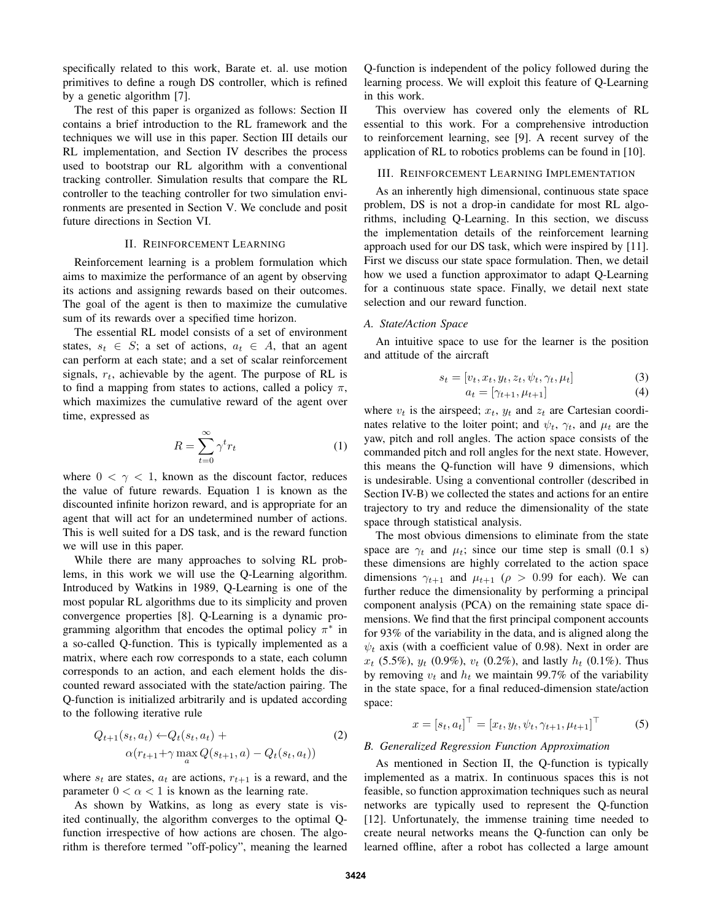specifically related to this work, Barate et. al. use motion primitives to define a rough DS controller, which is refined by a genetic algorithm [7].

The rest of this paper is organized as follows: Section II contains a brief introduction to the RL framework and the techniques we will use in this paper. Section III details our RL implementation, and Section IV describes the process used to bootstrap our RL algorithm with a conventional tracking controller. Simulation results that compare the RL controller to the teaching controller for two simulation environments are presented in Section V. We conclude and posit future directions in Section VI.

## II. Reinforcement Learning

Reinforcement learning is a problem formulation which aims to maximize the performance of an agent by observing its actions and assigning rewards based on their outcomes. The goal of the agent is then to maximize the cumulative sum of its rewards over a specified time horizon.

The essential RL model consists of a set of environment states, $s_t \in S$; a set of actions, $a_t \in A$, that an agent can perform at each state; and a set of scalar reinforcement signals, $r_t$, achievable by the agent. The purpose of RL is to find a mapping from states to actions, called a policy $\pi$, which maximizes the cumulative reward of the agent over time, expressed as

$$R = \sum_{t=0}^{\infty} \gamma^t r_t \tag{1}$$

where $0 < \gamma < 1$, known as the discount factor, reduces the value of future rewards. Equation 1 is known as the discounted infinite horizon reward, and is appropriate for an agent that will act for an undetermined number of actions. This is well suited for a DS task, and is the reward function we will use in this paper.

While there are many approaches to solving RL problems, in this work we will use the Q-Learning algorithm. Introduced by Watkins in 1989, Q-Learning is one of the most popular RL algorithms due to its simplicity and proven convergence properties [8]. Q-Learning is a dynamic programming algorithm that encodes the optimal policy $\pi^*$ in a so-called Q-function. This is typically implemented as a matrix, where each row corresponds to a state, each column corresponds to an action, and each element holds the discounted reward associated with the state/action pairing. The Q-function is initialized arbitrarily and is updated according to the following iterative rule

$$\begin{aligned} Q_{t+1}(s_t, a_t) \leftarrow & Q_t(s_t, a_t) + \\ & \alpha(r_{t+1} + \gamma \max_a Q(s_{t+1}, a) - Q_t(s_t, a_t)) \end{aligned} \tag{2}$$

where $s_t$ are states, $a_t$ are actions, $r_{t+1}$ is a reward, and the parameter $0 < \alpha < 1$ is known as the learning rate.

As shown by Watkins, as long as every state is visited continually, the algorithm converges to the optimal Q-function irrespective of how actions are chosen. The algorithm is therefore termed "off-policy", meaning the learned Q-function is independent of the policy followed during the learning process. We will exploit this feature of Q-Learning in this work.

This overview has covered only the elements of RL essential to this work. For a comprehensive introduction to reinforcement learning, see [9]. A recent survey of the application of RL to robotics problems can be found in [10].

## III. Reinforcement Learning Implementation

As an inherently high dimensional, continuous state space problem, DS is not a drop-in candidate for most RL algorithms, including Q-Learning. In this section, we discuss the implementation details of the reinforcement learning approach used for our DS task, which were inspired by [11]. First we discuss our state space formulation. Then, we detail how we used a function approximator to adapt Q-Learning for a continuous state space. Finally, we detail next state selection and our reward function.

### A. State/Action Space

An intuitive space to use for the learner is the position and attitude of the aircraft

$$s_t = [v_t, x_t, y_t, z_t, \psi_t, \gamma_t, \mu_t] \tag{3}$$

$$a_t = [\gamma_{t+1}, \mu_{t+1}] \tag{4}$$

where $v_t$ is the airspeed; $x_t$, $y_t$ and $z_t$ are Cartesian coordinates relative to the loiter point; and $\psi_t$, $\gamma_t$, and $\mu_t$ are the yaw, pitch and roll angles. The action space consists of the commanded pitch and roll angles for the next state. However, this means the Q-function will have 9 dimensions, which is undesirable. Using a conventional controller (described in Section IV-B) we collected the states and actions for an entire trajectory to try and reduce the dimensionality of the state space through statistical analysis.

The most obvious dimensions to eliminate from the state space are $\gamma_t$ and $\mu_t$; since our time step is small (0.1 s) these dimensions are highly correlated to the action space dimensions $\gamma_{t+1}$ and $\mu_{t+1}$ ($\rho > 0.99$ for each). We can further reduce the dimensionality by performing a principal component analysis (PCA) on the remaining state space dimensions. We find that the first principal component accounts for 93% of the variability in the data, and is aligned along the $\psi_t$ axis (with a coefficient value of 0.98). Next in order are $x_t$ (5.5%), $y_t$ (0.9%), $v_t$ (0.2%), and lastly $h_t$ (0.1%). Thus by removing $v_t$ and $h_t$ we maintain 99.7% of the variability in the state space, for a final reduced-dimension state/action space:

$$x = [s_t, a_t]^\top = [x_t, y_t, \psi_t, \gamma_{t+1}, \mu_{t+1}]^\top \tag{5}$$

### B. Generalized Regression Function Approximation

As mentioned in Section II, the Q-function is typically implemented as a matrix. In continuous spaces this is not feasible, so function approximation techniques such as neural networks are typically used to represent the Q-function [12]. Unfortunately, the immense training time needed to create neural networks means the Q-function can only be learned offline, after a robot has collected a large amount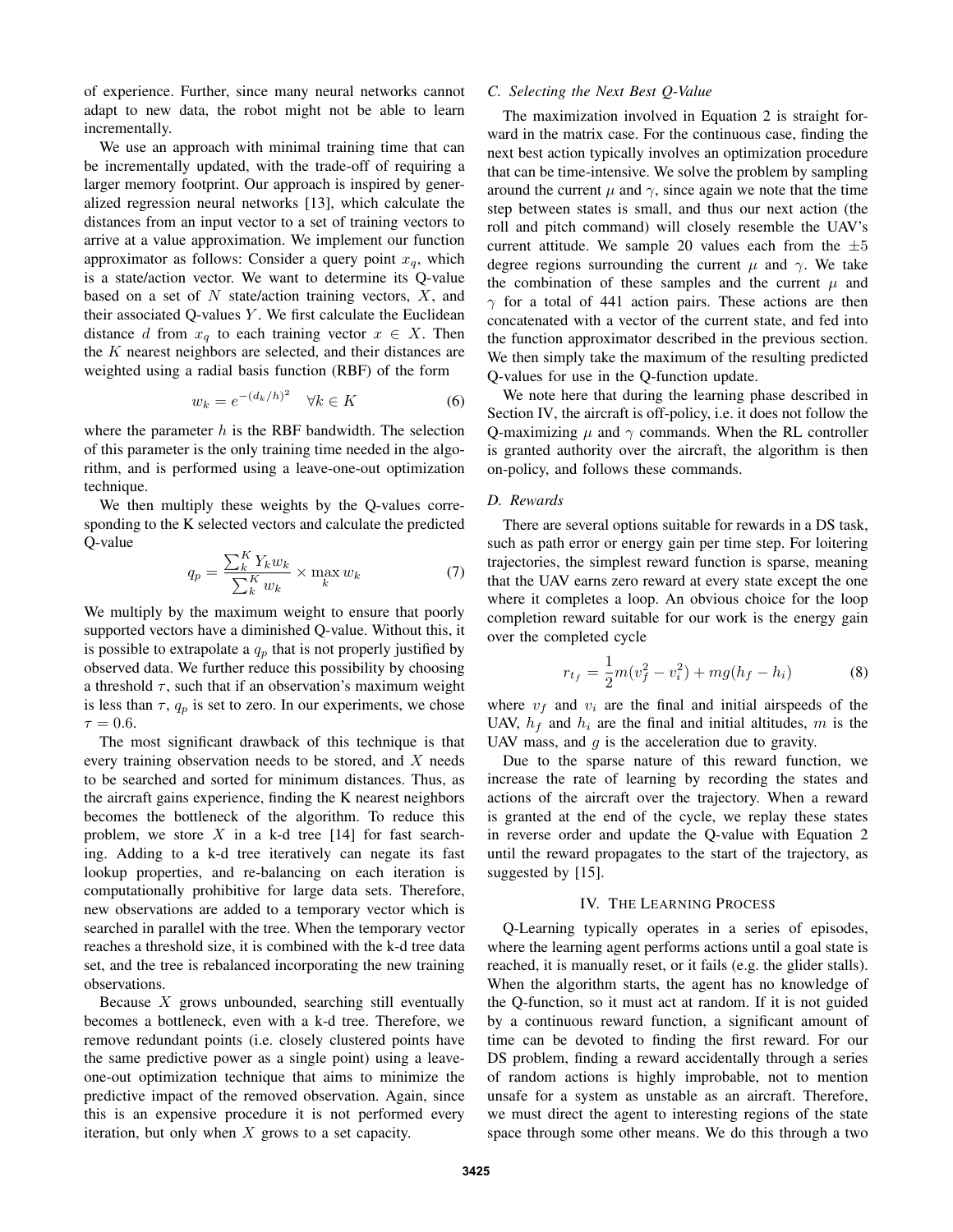of experience. Further, since many neural networks cannot adapt to new data, the robot might not be able to learn incrementally.

We use an approach with minimal training time that can be incrementally updated, with the trade-off of requiring a larger memory footprint. Our approach is inspired by generalized regression neural networks [13], which calculate the distances from an input vector to a set of training vectors to arrive at a value approximation. We implement our function approximator as follows: Consider a query point $x_q$, which is a state/action vector. We want to determine its Q-value based on a set of $N$ state/action training vectors, $X$, and their associated Q-values $Y$. We first calculate the Euclidean distance $d$ from $x_q$ to each training vector $x \in X$. Then the $K$ nearest neighbors are selected, and their distances are weighted using a radial basis function (RBF) of the form

$$w_k = e^{-(d_k/h)^2} \quad \forall k \in K \tag{6}$$

where the parameter $h$ is the RBF bandwidth. The selection of this parameter is the only training time needed in the algorithm, and is performed using a leave-one-out optimization technique.

We then multiply these weights by the Q-values corresponding to the K selected vectors and calculate the predicted Q-value

$$q_p = \frac{\sum_k^K Y_k w_k}{\sum_k^K w_k} \times \max_k w_k \tag{7}$$

We multiply by the maximum weight to ensure that poorly supported vectors have a diminished Q-value. Without this, it is possible to extrapolate a $q_p$ that is not properly justified by observed data. We further reduce this possibility by choosing a threshold $\tau$, such that if an observation's maximum weight is less than $\tau$, $q_p$ is set to zero. In our experiments, we chose $\tau = 0.6$.

The most significant drawback of this technique is that every training observation needs to be stored, and $X$ needs to be searched and sorted for minimum distances. Thus, as the aircraft gains experience, finding the K nearest neighbors becomes the bottleneck of the algorithm. To reduce this problem, we store $X$ in a k-d tree [14] for fast searching. Adding to a k-d tree iteratively can negate its fast lookup properties, and re-balancing on each iteration is computationally prohibitive for large data sets. Therefore, new observations are added to a temporary vector which is searched in parallel with the tree. When the temporary vector reaches a threshold size, it is combined with the k-d tree data set, and the tree is rebalanced incorporating the new training observations.

Because $X$ grows unbounded, searching still eventually becomes a bottleneck, even with a k-d tree. Therefore, we remove redundant points (i.e. closely clustered points have the same predictive power as a single point) using a leave-one-out optimization technique that aims to minimize the predictive impact of the removed observation. Again, since this is an expensive procedure it is not performed every iteration, but only when $X$ grows to a set capacity.

### C. Selecting the Next Best Q-Value

The maximization involved in Equation 2 is straight forward in the matrix case. For the continuous case, finding the next best action typically involves an optimization procedure that can be time-intensive. We solve the problem by sampling around the current $\mu$ and $\gamma$, since again we note that the time step between states is small, and thus our next action (the roll and pitch command) will closely resemble the UAV's current attitude. We sample 20 values each from the $\pm 5$ degree regions surrounding the current $\mu$ and $\gamma$. We take the combination of these samples and the current $\mu$ and $\gamma$ for a total of 441 action pairs. These actions are then concatenated with a vector of the current state, and fed into the function approximator described in the previous section. We then simply take the maximum of the resulting predicted Q-values for use in the Q-function update.

We note here that during the learning phase described in Section IV, the aircraft is off-policy, i.e. it does not follow the Q-maximizing $\mu$ and $\gamma$ commands. When the RL controller is granted authority over the aircraft, the algorithm is then on-policy, and follows these commands.

### D. Rewards

There are several options suitable for rewards in a DS task, such as path error or energy gain per time step. For loitering trajectories, the simplest reward function is sparse, meaning that the UAV earns zero reward at every state except the one where it completes a loop. An obvious choice for the loop completion reward suitable for our work is the energy gain over the completed cycle

$$r_{t_f} = \frac{1}{2}m(v_f^2 - v_i^2) + mg(h_f - h_i) \tag{8}$$

where $v_f$ and $v_i$ are the final and initial airspeeds of the UAV, $h_f$ and $h_i$ are the final and initial altitudes, $m$ is the UAV mass, and $g$ is the acceleration due to gravity.

Due to the sparse nature of this reward function, we increase the rate of learning by recording the states and actions of the aircraft over the trajectory. When a reward is granted at the end of the cycle, we replay these states in reverse order and update the Q-value with Equation 2 until the reward propagates to the start of the trajectory, as suggested by [15].

## IV. The Learning Process

Q-Learning typically operates in a series of episodes, where the learning agent performs actions until a goal state is reached, it is manually reset, or it fails (e.g. the glider stalls). When the algorithm starts, the agent has no knowledge of the Q-function, so it must act at random. If it is not guided by a continuous reward function, a significant amount of time can be devoted to finding the first reward. For our DS problem, finding a reward accidentally through a series of random actions is highly improbable, not to mention unsafe for a system as unstable as an aircraft. Therefore, we must direct the agent to interesting regions of the state space through some other means. We do this through a two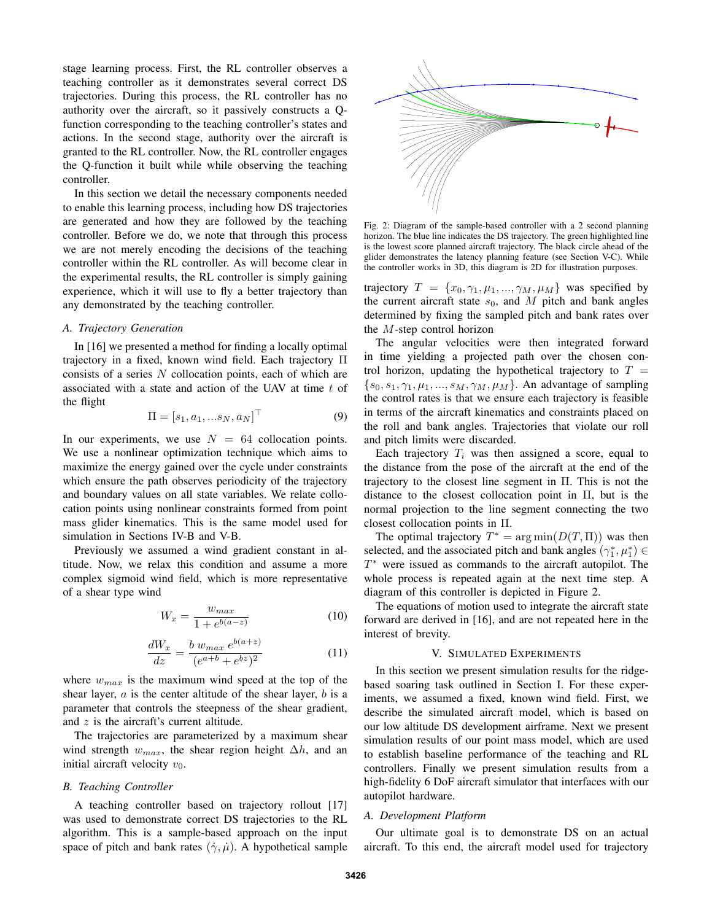stage learning process. First, the RL controller observes a teaching controller as it demonstrates several correct DS trajectories. During this process, the RL controller has no authority over the aircraft, so it passively constructs a Q-function corresponding to the teaching controller's states and actions. In the second stage, authority over the aircraft is granted to the RL controller. Now, the RL controller engages the Q-function it built while while observing the teaching controller.

In this section we detail the necessary components needed to enable this learning process, including how DS trajectories are generated and how they are followed by the teaching controller. Before we do, we note that through this process we are not merely encoding the decisions of the teaching controller within the RL controller. As will become clear in the experimental results, the RL controller is simply gaining experience, which it will use to fly a better trajectory than any demonstrated by the teaching controller.

### *A. Trajectory Generation*

In [16] we presented a method for finding a locally optimal trajectory in a fixed, known wind field. Each trajectory $\Pi$ consists of a series $N$ collocation points, each of which are associated with a state and action of the UAV at time $t$ of the flight

$$\Pi = [s_1, a_1, ...s_N, a_N]^\top \tag{9}$$

In our experiments, we use $N = 64$ collocation points. We use a nonlinear optimization technique which aims to maximize the energy gained over the cycle under constraints which ensure the path observes periodicity of the trajectory and boundary values on all state variables. We relate collocation points using nonlinear constraints formed from point mass glider kinematics. This is the same model used for simulation in Sections IV-B and V-B.

Previously we assumed a wind gradient constant in altitude. Now, we relax this condition and assume a more complex sigmoid wind field, which is more representative of a shear type wind

$$W_x = \frac{w_{max}}{1 + e^{b(a-z)}} \tag{10}$$

$$\frac{dW_x}{dz} = \frac{b\ w_{max}\ e^{b(a+z)}}{(e^{a+b} + e^{bz})^2} \tag{11}$$

where $w_{max}$ is the maximum wind speed at the top of the shear layer, $a$ is the center altitude of the shear layer, $b$ is a parameter that controls the steepness of the shear gradient, and $z$ is the aircraft's current altitude.

The trajectories are parameterized by a maximum shear wind strength $w_{max}$, the shear region height $\Delta h$, and an initial aircraft velocity $v_0$.

### *B. Teaching Controller*

A teaching controller based on trajectory rollout [17] was used to demonstrate correct DS trajectories to the RL algorithm. This is a sample-based approach on the input space of pitch and bank rates $(\dot{\gamma}, \dot{\mu})$. A hypothetical sample trajectory $T = \{x_0, \gamma_1, \mu_1, ..., \gamma_M, \mu_M\}$ was specified by the current aircraft state $s_0$, and $M$ pitch and bank angles determined by fixing the sampled pitch and bank rates over the $M$-step control horizon

Fig. 2: Diagram of the sample-based controller with a 2 second planning horizon. The blue line indicates the DS trajectory. The green highlighted line is the lowest score planned aircraft trajectory. The black circle ahead of the glider demonstrates the latency planning feature (see Section V-C). While the controller works in 3D, this diagram is 2D for illustration purposes.

The angular velocities were then integrated forward in time yielding a projected path over the chosen control horizon, updating the hypothetical trajectory to $T = \{s_0, s_1, \gamma_1, \mu_1, ..., s_M, \gamma_M, \mu_M\}$. An advantage of sampling the control rates is that we ensure each trajectory is feasible in terms of the aircraft kinematics and constraints placed on the roll and bank angles. Trajectories that violate our roll and pitch limits were discarded.

Each trajectory $T_i$ was then assigned a score, equal to the distance from the pose of the aircraft at the end of the trajectory to the closest line segment in $\Pi$. This is not the distance to the closest collocation point in $\Pi$, but is the normal projection to the line segment connecting the two closest collocation points in $\Pi$.

The optimal trajectory $T^* = \arg\min(D(T, \Pi))$ was then selected, and the associated pitch and bank angles $(\gamma_1^*, \mu_1^*) \in T^*$ were issued as commands to the aircraft autopilot. The whole process is repeated again at the next time step. A diagram of this controller is depicted in Figure 2.

The equations of motion used to integrate the aircraft state forward are derived in [16], and are not repeated here in the interest of brevity.

## V. Simulated Experiments

In this section we present simulation results for the ridge-based soaring task outlined in Section I. For these experiments, we assumed a fixed, known wind field. First, we describe the simulated aircraft model, which is based on our low altitude DS development airframe. Next we present simulation results of our point mass model, which are used to establish baseline performance of the teaching and RL controllers. Finally we present simulation results from a high-fidelity 6 DoF aircraft simulator that interfaces with our autopilot hardware.

### *A. Development Platform*

Our ultimate goal is to demonstrate DS on an actual aircraft. To this end, the aircraft model used for trajectory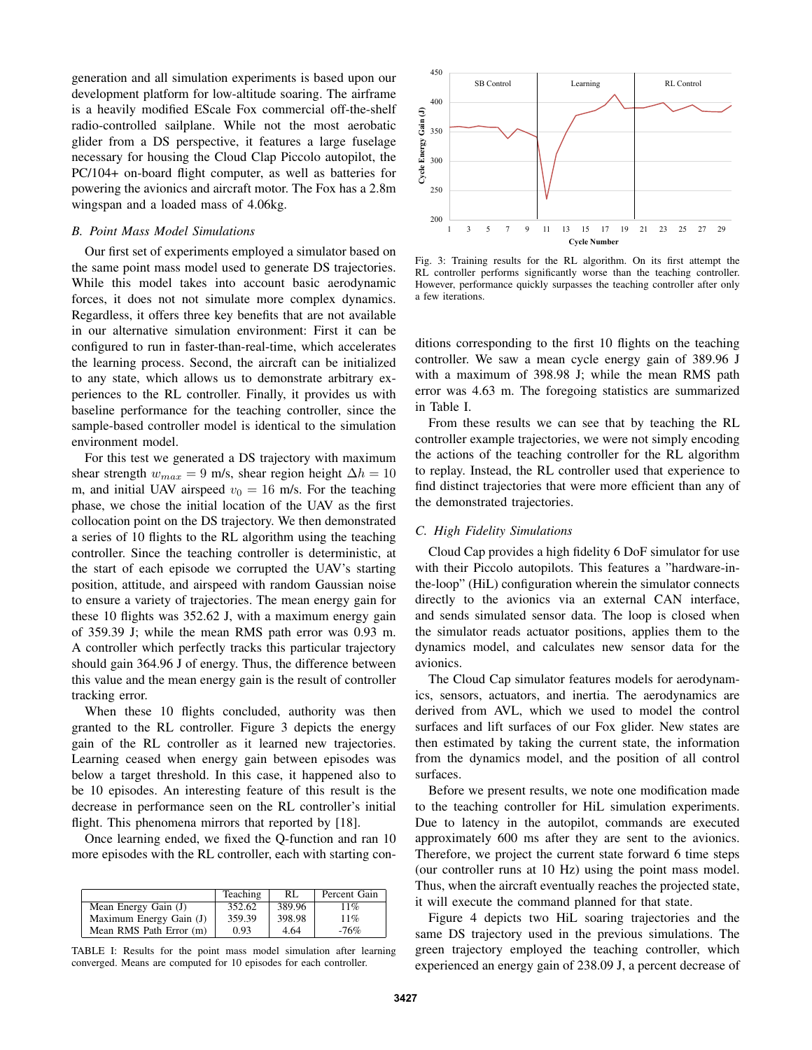generation and all simulation experiments is based upon our development platform for low-altitude soaring. The airframe is a heavily modified EScale Fox commercial off-the-shelf radio-controlled sailplane. While not the most aerobatic glider from a DS perspective, it features a large fuselage necessary for housing the Cloud Clap Piccolo autopilot, the PC/104+ on-board flight computer, as well as batteries for powering the avionics and aircraft motor. The Fox has a 2.8m wingspan and a loaded mass of 4.06kg.

### *B. Point Mass Model Simulations*

Our first set of experiments employed a simulator based on the same point mass model used to generate DS trajectories. While this model takes into account basic aerodynamic forces, it does not not simulate more complex dynamics. Regardless, it offers three key benefits that are not available in our alternative simulation environment: First it can be configured to run in faster-than-real-time, which accelerates the learning process. Second, the aircraft can be initialized to any state, which allows us to demonstrate arbitrary experiences to the RL controller. Finally, it provides us with baseline performance for the teaching controller, since the sample-based controller model is identical to the simulation environment model.

For this test we generated a DS trajectory with maximum shear strength $w_{max} = 9$ m/s, shear region height $\Delta h = 10$ m, and initial UAV airspeed $v_0 = 16$ m/s. For the teaching phase, we chose the initial location of the UAV as the first collocation point on the DS trajectory. We then demonstrated a series of 10 flights to the RL algorithm using the teaching controller. Since the teaching controller is deterministic, at the start of each episode we corrupted the UAV's starting position, attitude, and airspeed with random Gaussian noise to ensure a variety of trajectories. The mean energy gain for these 10 flights was 352.62 J, with a maximum energy gain of 359.39 J; while the mean RMS path error was 0.93 m. A controller which perfectly tracks this particular trajectory should gain 364.96 J of energy. Thus, the difference between this value and the mean energy gain is the result of controller tracking error.

When these 10 flights concluded, authority was then granted to the RL controller. Figure 3 depicts the energy gain of the RL controller as it learned new trajectories. Learning ceased when energy gain between episodes was below a target threshold. In this case, it happened also to be 10 episodes. An interesting feature of this result is the decrease in performance seen on the RL controller's initial flight. This phenomena mirrors that reported by [18].

Once learning ended, we fixed the Q-function and ran 10 more episodes with the RL controller, each with starting conditions corresponding to the first 10 flights on the teaching controller. We saw a mean cycle energy gain of 389.96 J with a maximum of 398.98 J; while the mean RMS path error was 4.63 m. The foregoing statistics are summarized in Table I.

| | Teaching | RL | Percent Gain |
|---|---|---|---|
| Mean Energy Gain (J) | 352.62 | 389.96 | 11% |
| Maximum Energy Gain (J) | 359.39 | 398.98 | 11% |
| Mean RMS Path Error (m) | 0.93 | 4.64 | -76% |

TABLE I: Results for the point mass model simulation after learning converged. Means are computed for 10 episodes for each controller.

Fig. 3: Training results for the RL algorithm. On its first attempt the RL controller performs significantly worse than the teaching controller. However, performance quickly surpasses the teaching controller after only a few iterations.

From these results we can see that by teaching the RL controller example trajectories, we were not simply encoding the actions of the teaching controller for the RL algorithm to replay. Instead, the RL controller used that experience to find distinct trajectories that were more efficient than any of the demonstrated trajectories.

### *C. High Fidelity Simulations*

Cloud Cap provides a high fidelity 6 DoF simulator for use with their Piccolo autopilots. This features a "hardware-in-the-loop" (HiL) configuration wherein the simulator connects directly to the avionics via an external CAN interface, and sends simulated sensor data. The loop is closed when the simulator reads actuator positions, applies them to the dynamics model, and calculates new sensor data for the avionics.

The Cloud Cap simulator features models for aerodynamics, sensors, actuators, and inertia. The aerodynamics are derived from AVL, which we used to model the control surfaces and lift surfaces of our Fox glider. New states are then estimated by taking the current state, the information from the dynamics model, and the position of all control surfaces.

Before we present results, we note one modification made to the teaching controller for HiL simulation experiments. Due to latency in the autopilot, commands are executed approximately 600 ms after they are sent to the avionics. Therefore, we project the current state forward 6 time steps (our controller runs at 10 Hz) using the point mass model. Thus, when the aircraft eventually reaches the projected state, it will execute the command planned for that state.

Figure 4 depicts two HiL soaring trajectories and the same DS trajectory used in the previous simulations. The green trajectory employed the teaching controller, which experienced an energy gain of 238.09 J, a percent decrease of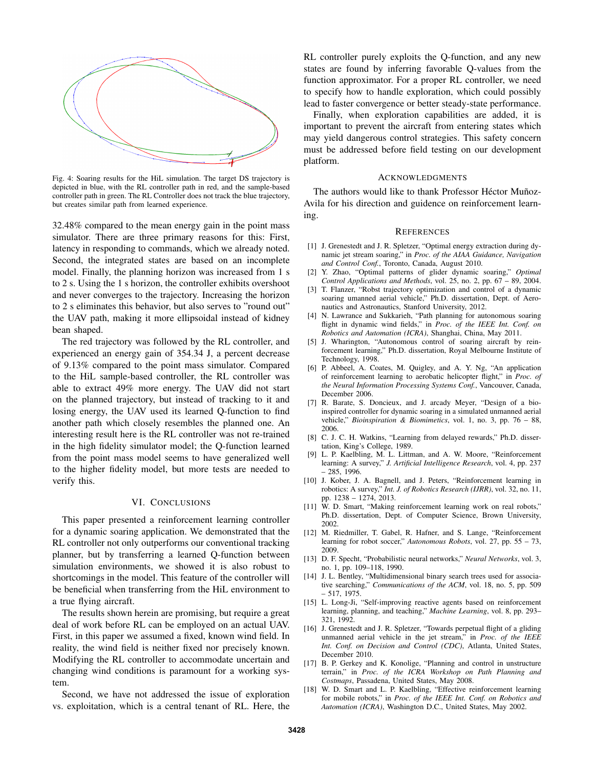Fig. 4: Soaring results for the HiL simulation. The target DS trajectory is depicted in blue, with the RL controller path in red, and the sample-based controller path in green. The RL Controller does not track the blue trajectory, but creates similar path from learned experience.

32.48% compared to the mean energy gain in the point mass simulator. There are three primary reasons for this: First, latency in responding to commands, which we already noted. Second, the integrated states are based on an incomplete model. Finally, the planning horizon was increased from 1 s to 2 s. Using the 1 s horizon, the controller exhibits overshoot and never converges to the trajectory. Increasing the horizon to 2 s eliminates this behavior, but also serves to "round out" the UAV path, making it more ellipsoidal instead of kidney bean shaped.

The red trajectory was followed by the RL controller, and experienced an energy gain of 354.34 J, a percent decrease of 9.13% compared to the point mass simulator. Compared to the HiL sample-based controller, the RL controller was able to extract 49% more energy. The UAV did not start on the planned trajectory, but instead of tracking to it and losing energy, the UAV used its learned Q-function to find another path which closely resembles the planned one. An interesting result here is the RL controller was not re-trained in the high fidelity simulator model; the Q-function learned from the point mass model seems to have generalized well to the higher fidelity model, but more tests are needed to verify this.

## VI. Conclusions

This paper presented a reinforcement learning controller for a dynamic soaring application. We demonstrated that the RL controller not only outperforms our conventional tracking planner, but by transferring a learned Q-function between simulation environments, we showed it is also robust to shortcomings in the model. This feature of the controller will be beneficial when transferring from the HiL environment to a true flying aircraft.

The results shown herein are promising, but require a great deal of work before RL can be employed on an actual UAV. First, in this paper we assumed a fixed, known wind field. In reality, the wind field is neither fixed nor precisely known. Modifying the RL controller to accommodate uncertain and changing wind conditions is paramount for a working system.

Second, we have not addressed the issue of exploration vs. exploitation, which is a central tenant of RL. Here, the RL controller purely exploits the Q-function, and any new states are found by inferring favorable Q-values from the function approximator. For a proper RL controller, we need to specify how to handle exploration, which could possibly lead to faster convergence or better steady-state performance.

Finally, when exploration capabilities are added, it is important to prevent the aircraft from entering states which may yield dangerous control strategies. This safety concern must be addressed before field testing on our development platform.

## Acknowledgments

The authors would like to thank Professor Héctor Muñoz-Avila for his direction and guidance on reinforcement learning.

## References

[1] J. Grenestedt and J. R. Spletzer, "Optimal energy extraction during dynamic jet stream soaring," in *Proc. of the AIAA Guidance, Navigation and Control Conf.*, Toronto, Canada, August 2010.

[2] Y. Zhao, "Optimal patterns of glider dynamic soaring," *Optimal Control Applications and Methods*, vol. 25, no. 2, pp. 67 – 89, 2004.

[3] T. Flanzer, "Robst trajectory optimization and control of a dynamic soaring umanned aerial vehicle," Ph.D. dissertation, Dept. of Aeronautics and Astronautics, Stanford University, 2012.

[4] N. Lawrance and Sukkarieh, "Path planning for autonomous soaring flight in dynamic wind fields," in *Proc. of the IEEE Int. Conf. on Robotics and Automation (ICRA)*, Shanghai, China, May 2011.

[5] J. Wharington, "Autonomous control of soaring aircraft by reinforcement learning," Ph.D. dissertation, Royal Melbourne Institute of Technology, 1998.

[6] P. Abbeel, A. Coates, M. Quigley, and A. Y. Ng, "An application of reinforcement learning to aerobatic helicopter flight," in *Proc. of the Neural Information Processing Systems Conf.*, Vancouver, Canada, December 2006.

[7] R. Barate, S. Doncieux, and J. arcady Meyer, "Design of a bio-inspired controller for dynamic soaring in a simulated unmanned aerial vehicle," *Bioinspiration & Biomimetics*, vol. 1, no. 3, pp. 76 – 88, 2006.

[8] C. J. C. H. Watkins, "Learning from delayed rewards," Ph.D. dissertation, King's College, 1989.

[9] L. P. Kaelbling, M. L. Littman, and A. W. Moore, "Reinforcement learning: A survey," *J. Artificial Intelligence Research*, vol. 4, pp. 237 – 285, 1996.

[10] J. Kober, J. A. Bagnell, and J. Peters, "Reinforcement learning in robotics: A survey," *Int. J. of Robotics Research (IJRR)*, vol. 32, no. 11, pp. 1238 – 1274, 2013.

[11] W. D. Smart, "Making reinforcement learning work on real robots," Ph.D. dissertation, Dept. of Computer Science, Brown University, 2002.

[12] M. Riedmiller, T. Gabel, R. Hafner, and S. Lange, "Reinforcement learning for robot soccer," *Autonomous Robots*, vol. 27, pp. 55 – 73, 2009.

[13] D. F. Specht, "Probabilistic neural networks," *Neural Networks*, vol. 3, no. 1, pp. 109–118, 1990.

[14] J. L. Bentley, "Multidimensional binary search trees used for associative searching," *Communications of the ACM*, vol. 18, no. 5, pp. 509 – 517, 1975.

[15] L. Long-Ji, "Self-improving reactive agents based on reinforcement learning, planning, and teaching," *Machine Learning*, vol. 8, pp. 293–321, 1992.

[16] J. Grenestedt and J. R. Spletzer, "Towards perpetual flight of a gliding unmanned aerial vehicle in the jet stream," in *Proc. of the IEEE Int. Conf. on Decision and Control (CDC)*, Atlanta, United States, December 2010.

[17] B. P. Gerkey and K. Konolige, "Planning and control in unstructure terrain," in *Proc. of the ICRA Workshop on Path Planning and Costmaps*, Passadena, United States, May 2008.

[18] W. D. Smart and L. P. Kaelbling, "Effective reinforcement learning for mobile robots," in *Proc. of the IEEE Int. Conf. on Robotics and Automation (ICRA)*, Washington D.C., United States, May 2002.